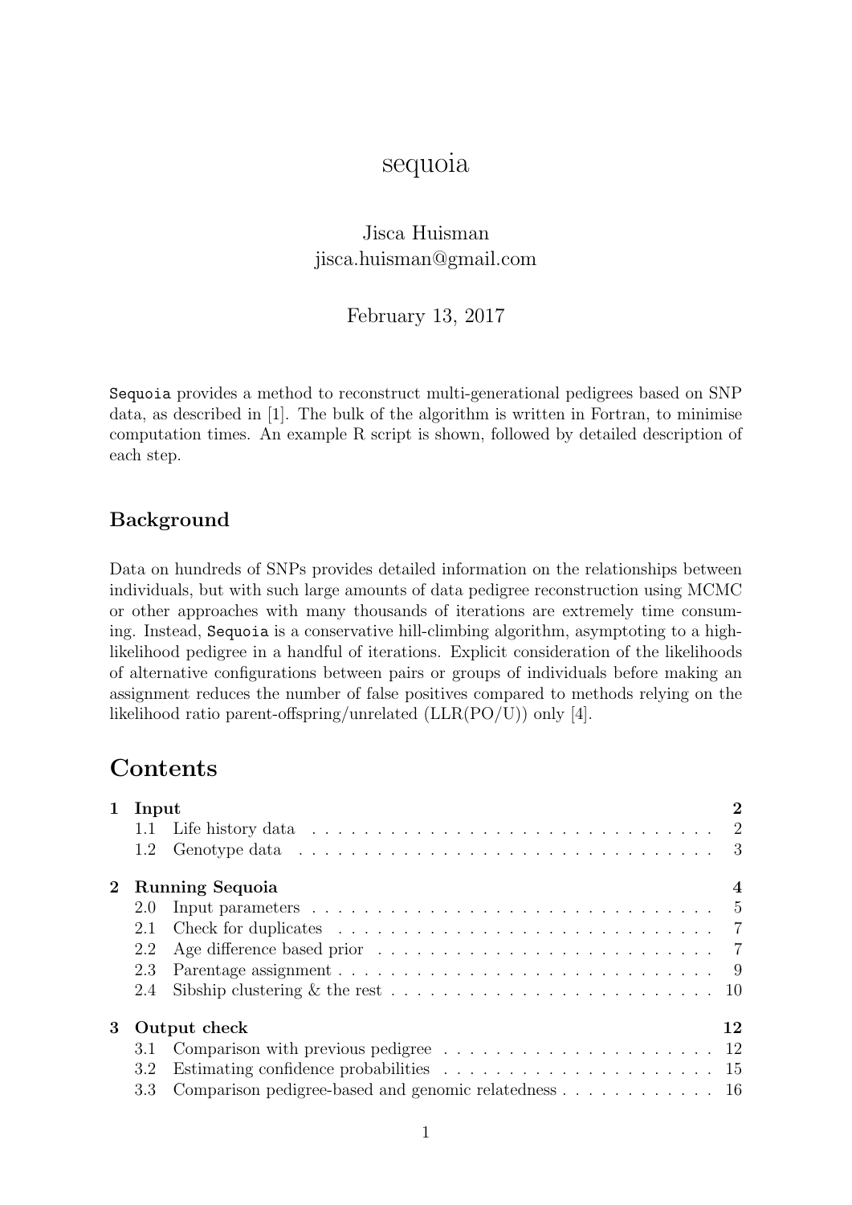# sequoia

Jisca Huisman
jisca.huisman@gmail.com

February 13, 2017

`Sequoia` provides a method to reconstruct multi-generational pedigrees based on SNP data, as described in [1]. The bulk of the algorithm is written in Fortran, to minimise computation times. An example R script is shown, followed by detailed description of each step.

### Background

Data on hundreds of SNPs provides detailed information on the relationships between individuals, but with such large amounts of data pedigree reconstruction using MCMC or other approaches with many thousands of iterations are extremely time consuming. Instead, `Sequoia` is a conservative hill-climbing algorithm, asymptoting to a high-likelihood pedigree in a handful of iterations. Explicit consideration of the likelihoods of alternative configurations between pairs or groups of individuals before making an assignment reduces the number of false positives compared to methods relying on the likelihood ratio parent-offspring/unrelated (LLR(PO/U)) only [4].

## Contents

- **1 Input** — 2
  - 1.1 Life history data — 2
  - 1.2 Genotype data — 3
- **2 Running Sequoia** — 4
  - 2.0 Input parameters — 5
  - 2.1 Check for duplicates — 7
  - 2.2 Age difference based prior — 7
  - 2.3 Parentage assignment — 9
  - 2.4 Sibship clustering & the rest — 10
- **3 Output check** — 12
  - 3.1 Comparison with previous pedigree — 12
  - 3.2 Estimating confidence probabilities — 15
  - 3.3 Comparison pedigree-based and genomic relatedness — 16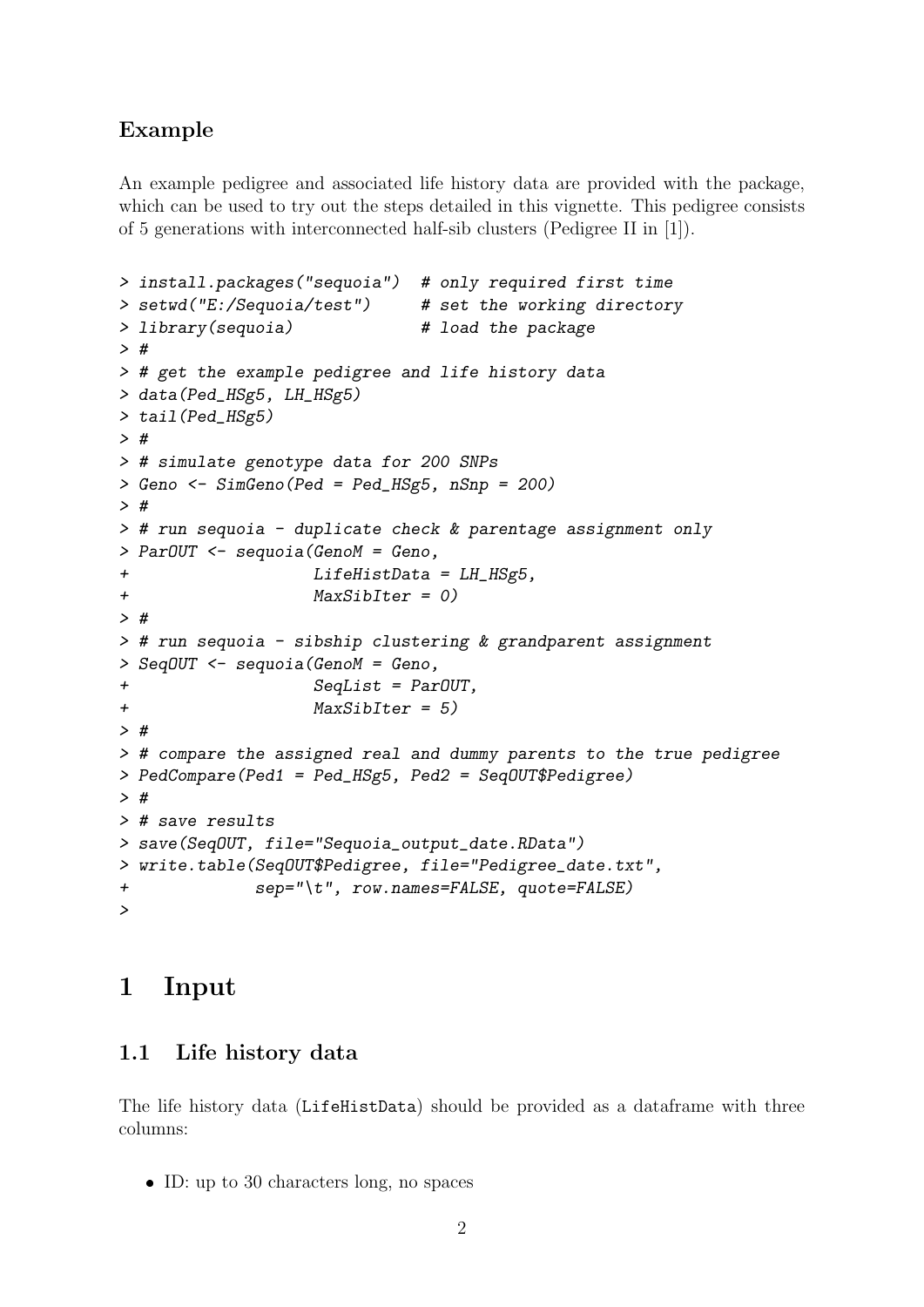### Example

An example pedigree and associated life history data are provided with the package, which can be used to try out the steps detailed in this vignette. This pedigree consists of 5 generations with interconnected half-sib clusters (Pedigree II in [1]).

```
> install.packages("sequoia")  # only required first time
> setwd("E:/Sequoia/test")     # set the working directory
> library(sequoia)             # load the package
> #
> # get the example pedigree and life history data
> data(Ped_HSg5, LH_HSg5)
> tail(Ped_HSg5)
> #
> # simulate genotype data for 200 SNPs
> Geno <- SimGeno(Ped = Ped_HSg5, nSnp = 200)
> #
> # run sequoia - duplicate check & parentage assignment only
> ParOUT <- sequoia(GenoM = Geno,
+                   LifeHistData = LH_HSg5,
+                   MaxSibIter = 0)
> #
> # run sequoia - sibship clustering & grandparent assignment
> SeqOUT <- sequoia(GenoM = Geno,
+                   SeqList = ParOUT,
+                   MaxSibIter = 5)
> #
> # compare the assigned real and dummy parents to the true pedigree
> PedCompare(Ped1 = Ped_HSg5, Ped2 = SeqOUT$Pedigree)
> #
> # save results
> save(SeqOUT, file="Sequoia_output_date.RData")
> write.table(SeqOUT$Pedigree, file="Pedigree_date.txt",
+             sep="\t", row.names=FALSE, quote=FALSE)
>
```

# 1 Input

## 1.1 Life history data

The life history data (LifeHistData) should be provided as a dataframe with three columns:

- ID: up to 30 characters long, no spaces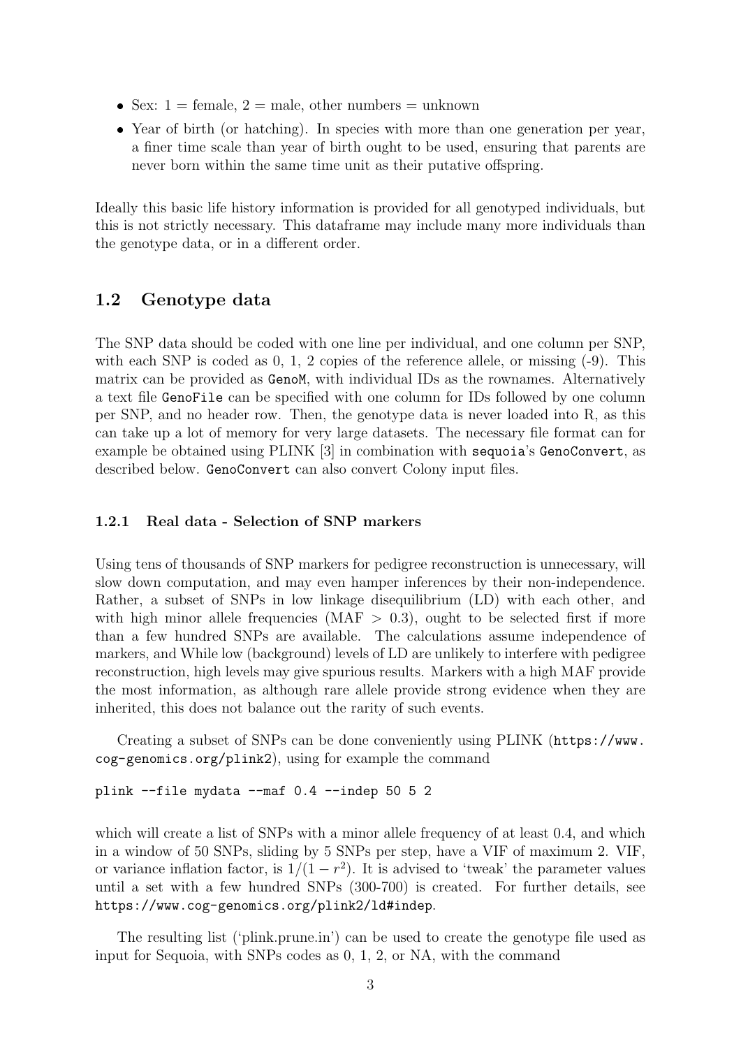- Sex: 1 = female, 2 = male, other numbers = unknown
- Year of birth (or hatching). In species with more than one generation per year, a finer time scale than year of birth ought to be used, ensuring that parents are never born within the same time unit as their putative offspring.

Ideally this basic life history information is provided for all genotyped individuals, but this is not strictly necessary. This dataframe may include many more individuals than the genotype data, or in a different order.

## 1.2 Genotype data

The SNP data should be coded with one line per individual, and one column per SNP, with each SNP is coded as 0, 1, 2 copies of the reference allele, or missing (-9). This matrix can be provided as `GenoM`, with individual IDs as the rownames. Alternatively a text file `GenoFile` can be specified with one column for IDs followed by one column per SNP, and no header row. Then, the genotype data is never loaded into R, as this can take up a lot of memory for very large datasets. The necessary file format can for example be obtained using PLINK [3] in combination with `sequoia`'s `GenoConvert`, as described below. `GenoConvert` can also convert Colony input files.

### 1.2.1 Real data - Selection of SNP markers

Using tens of thousands of SNP markers for pedigree reconstruction is unnecessary, will slow down computation, and may even hamper inferences by their non-independence. Rather, a subset of SNPs in low linkage disequilibrium (LD) with each other, and with high minor allele frequencies (MAF > 0.3), ought to be selected first if more than a few hundred SNPs are available. The calculations assume independence of markers, and While low (background) levels of LD are unlikely to interfere with pedigree reconstruction, high levels may give spurious results. Markers with a high MAF provide the most information, as although rare allele provide strong evidence when they are inherited, this does not balance out the rarity of such events.

Creating a subset of SNPs can be done conveniently using PLINK (`https://www.cog-genomics.org/plink2`), using for example the command

```
plink --file mydata --maf 0.4 --indep 50 5 2
```

which will create a list of SNPs with a minor allele frequency of at least 0.4, and which in a window of 50 SNPs, sliding by 5 SNPs per step, have a VIF of maximum 2. VIF, or variance inflation factor, is $1/(1 - r^2)$. It is advised to 'tweak' the parameter values until a set with a few hundred SNPs (300-700) is created. For further details, see `https://www.cog-genomics.org/plink2/ld#indep`.

The resulting list ('plink.prune.in') can be used to create the genotype file used as input for Sequoia, with SNPs codes as 0, 1, 2, or NA, with the command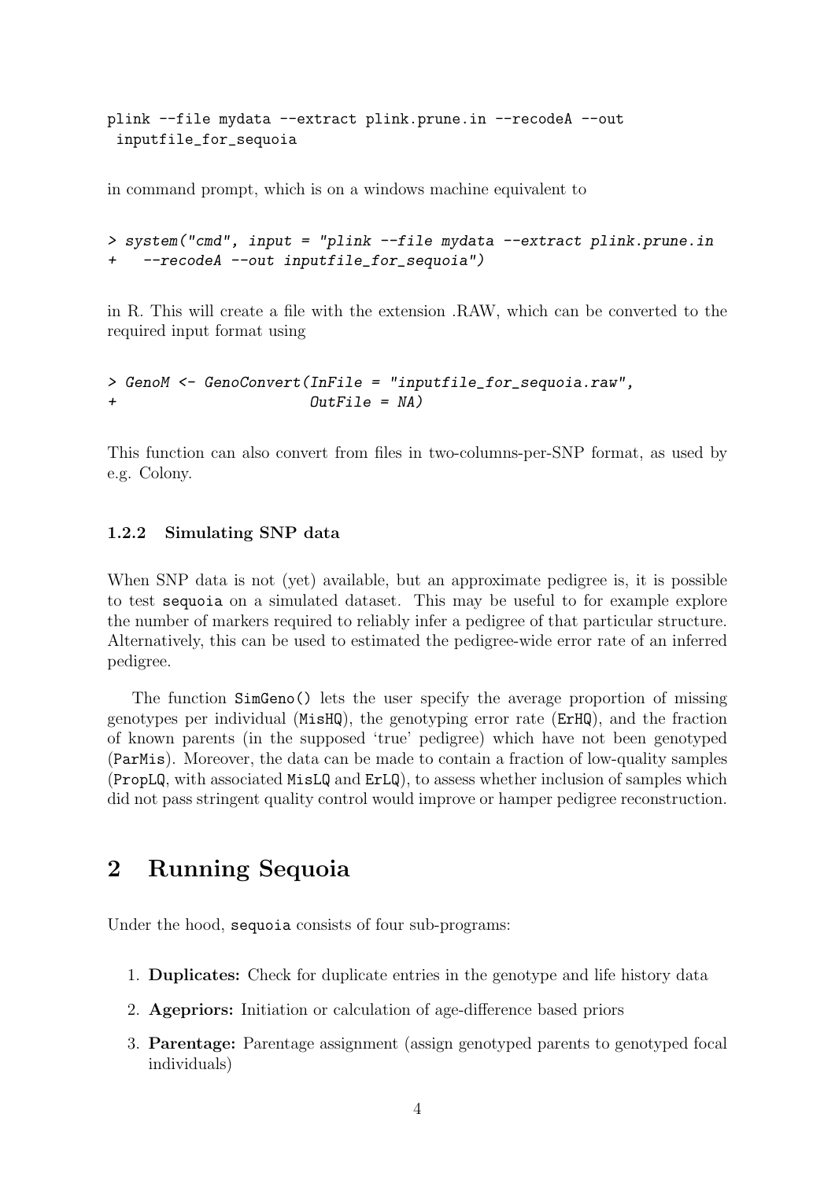```
plink --file mydata --extract plink.prune.in --recodeA --out
 inputfile_for_sequoia
```

in command prompt, which is on a windows machine equivalent to

```
> system("cmd", input = "plink --file mydata --extract plink.prune.in
+   --recodeA --out inputfile_for_sequoia")
```

in R. This will create a file with the extension .RAW, which can be converted to the required input format using

```
> GenoM <- GenoConvert(InFile = "inputfile_for_sequoia.raw",
+                      OutFile = NA)
```

This function can also convert from files in two-columns-per-SNP format, as used by e.g. Colony.

### 1.2.2 Simulating SNP data

When SNP data is not (yet) available, but an approximate pedigree is, it is possible to test `sequoia` on a simulated dataset. This may be useful to for example explore the number of markers required to reliably infer a pedigree of that particular structure. Alternatively, this can be used to estimated the pedigree-wide error rate of an inferred pedigree.

The function `SimGeno()` lets the user specify the average proportion of missing genotypes per individual (`MisHQ`), the genotyping error rate (`ErHQ`), and the fraction of known parents (in the supposed 'true' pedigree) which have not been genotyped (`ParMis`). Moreover, the data can be made to contain a fraction of low-quality samples (`PropLQ`, with associated `MisLQ` and `ErLQ`), to assess whether inclusion of samples which did not pass stringent quality control would improve or hamper pedigree reconstruction.

# 2 Running Sequoia

Under the hood, `sequoia` consists of four sub-programs:

1. **Duplicates:** Check for duplicate entries in the genotype and life history data
2. **Agepriors:** Initiation or calculation of age-difference based priors
3. **Parentage:** Parentage assignment (assign genotyped parents to genotyped focal individuals)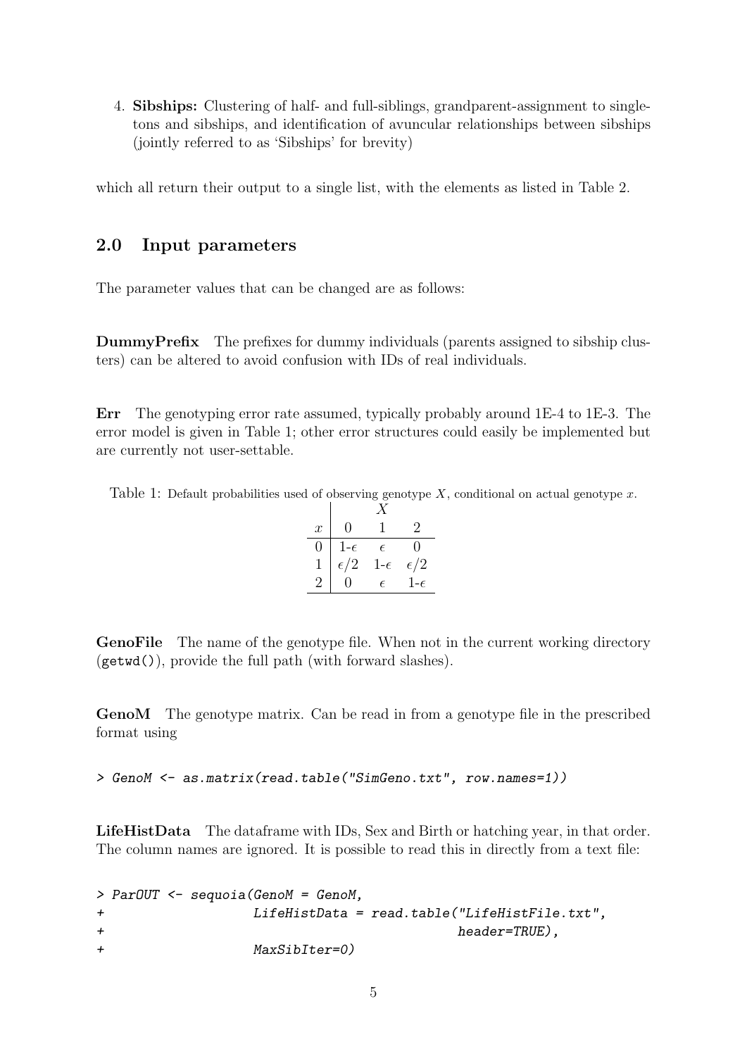4. **Sibships:** Clustering of half- and full-siblings, grandparent-assignment to singletons and sibships, and identification of avuncular relationships between sibships (jointly referred to as 'Sibships' for brevity)

which all return their output to a single list, with the elements as listed in Table 2.

## 2.0 Input parameters

The parameter values that can be changed are as follows:

**DummyPrefix** The prefixes for dummy individuals (parents assigned to sibship clusters) can be altered to avoid confusion with IDs of real individuals.

**Err** The genotyping error rate assumed, typically probably around 1E-4 to 1E-3. The error model is given in Table 1; other error structures could easily be implemented but are currently not user-settable.

Table 1: Default probabilities used of observing genotype $X$, conditional on actual genotype $x$.

| | $X$ | | |
|---|---|---|---|
| $x$ | 0 | 1 | 2 |
| 0 | 1-$\epsilon$ | $\epsilon$ | 0 |
| 1 | $\epsilon/2$ | 1-$\epsilon$ | $\epsilon/2$ |
| 2 | 0 | $\epsilon$ | 1-$\epsilon$ |

**GenoFile** The name of the genotype file. When not in the current working directory (`getwd()`), provide the full path (with forward slashes).

**GenoM** The genotype matrix. Can be read in from a genotype file in the prescribed format using

```
> GenoM <- as.matrix(read.table("SimGeno.txt", row.names=1))
```

**LifeHistData** The dataframe with IDs, Sex and Birth or hatching year, in that order. The column names are ignored. It is possible to read this in directly from a text file:

```
> ParOUT <- sequoia(GenoM = GenoM,
+                   LifeHistData = read.table("LifeHistFile.txt",
+                                             header=TRUE),
+                   MaxSibIter=0)
```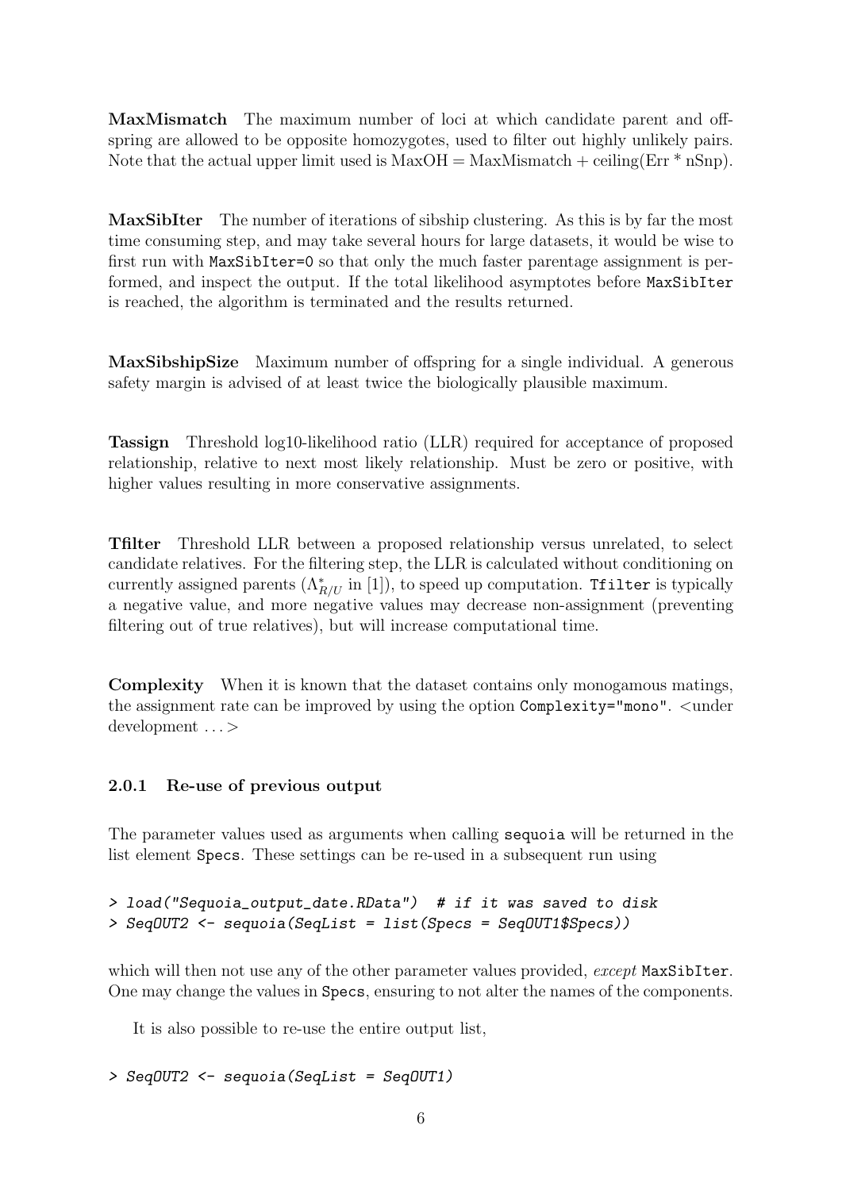**MaxMismatch** The maximum number of loci at which candidate parent and offspring are allowed to be opposite homozygotes, used to filter out highly unlikely pairs. Note that the actual upper limit used is MaxOH = MaxMismatch + ceiling(Err * nSnp).

**MaxSibIter** The number of iterations of sibship clustering. As this is by far the most time consuming step, and may take several hours for large datasets, it would be wise to first run with `MaxSibIter=0` so that only the much faster parentage assignment is performed, and inspect the output. If the total likelihood asymptotes before `MaxSibIter` is reached, the algorithm is terminated and the results returned.

**MaxSibshipSize** Maximum number of offspring for a single individual. A generous safety margin is advised of at least twice the biologically plausible maximum.

**Tassign** Threshold log10-likelihood ratio (LLR) required for acceptance of proposed relationship, relative to next most likely relationship. Must be zero or positive, with higher values resulting in more conservative assignments.

**Tfilter** Threshold LLR between a proposed relationship versus unrelated, to select candidate relatives. For the filtering step, the LLR is calculated without conditioning on currently assigned parents ($\Lambda^*_{R/U}$ in [1]), to speed up computation. `Tfilter` is typically a negative value, and more negative values may decrease non-assignment (preventing filtering out of true relatives), but will increase computational time.

**Complexity** When it is known that the dataset contains only monogamous matings, the assignment rate can be improved by using the option `Complexity="mono"`. <under development ...>

### 2.0.1 Re-use of previous output

The parameter values used as arguments when calling `sequoia` will be returned in the list element `Specs`. These settings can be re-used in a subsequent run using

```
> load("Sequoia_output_date.RData")  # if it was saved to disk
> SeqOUT2 <- sequoia(SeqList = list(Specs = SeqOUT1$Specs))
```

which will then not use any of the other parameter values provided, *except* `MaxSibIter`. One may change the values in `Specs`, ensuring to not alter the names of the components.

It is also possible to re-use the entire output list,

```
> SeqOUT2 <- sequoia(SeqList = SeqOUT1)
```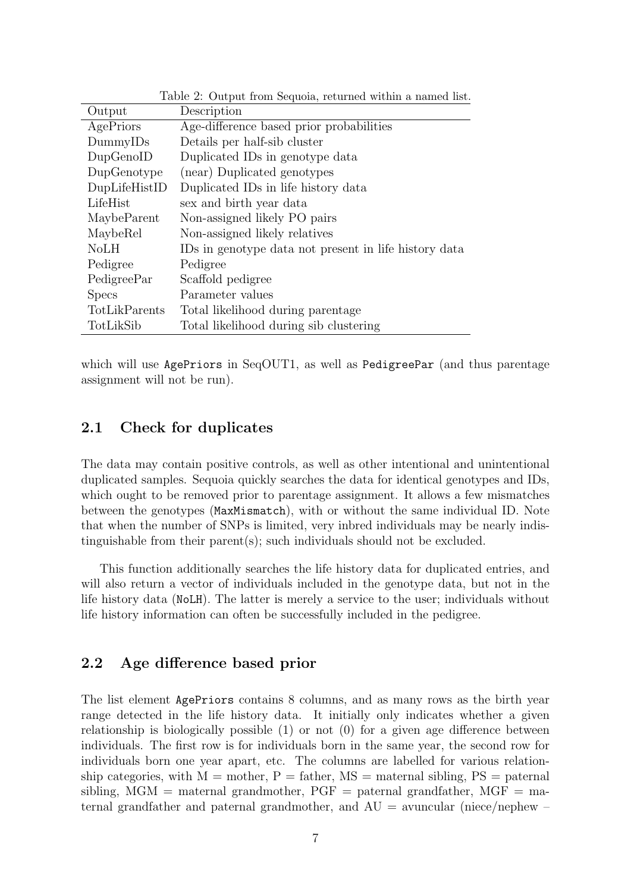Table 2: Output from Sequoia, returned within a named list.

| Output | Description |
| --- | --- |
| AgePriors | Age-difference based prior probabilities |
| DummyIDs | Details per half-sib cluster |
| DupGenoID | Duplicated IDs in genotype data |
| DupGenotype | (near) Duplicated genotypes |
| DupLifeHistID | Duplicated IDs in life history data |
| LifeHist | sex and birth year data |
| MaybeParent | Non-assigned likely PO pairs |
| MaybeRel | Non-assigned likely relatives |
| NoLH | IDs in genotype data not present in life history data |
| Pedigree | Pedigree |
| PedigreePar | Scaffold pedigree |
| Specs | Parameter values |
| TotLikParents | Total likelihood during parentage |
| TotLikSib | Total likelihood during sib clustering |

which will use `AgePriors` in SeqOUT1, as well as `PedigreePar` (and thus parentage assignment will not be run).

## 2.1 Check for duplicates

The data may contain positive controls, as well as other intentional and unintentional duplicated samples. Sequoia quickly searches the data for identical genotypes and IDs, which ought to be removed prior to parentage assignment. It allows a few mismatches between the genotypes (`MaxMismatch`), with or without the same individual ID. Note that when the number of SNPs is limited, very inbred individuals may be nearly indistinguishable from their parent(s); such individuals should not be excluded.

This function additionally searches the life history data for duplicated entries, and will also return a vector of individuals included in the genotype data, but not in the life history data (`NoLH`). The latter is merely a service to the user; individuals without life history information can often be successfully included in the pedigree.

## 2.2 Age difference based prior

The list element `AgePriors` contains 8 columns, and as many rows as the birth year range detected in the life history data. It initially only indicates whether a given relationship is biologically possible (1) or not (0) for a given age difference between individuals. The first row is for individuals born in the same year, the second row for individuals born one year apart, etc. The columns are labelled for various relationship categories, with M = mother, P = father, MS = maternal sibling, PS = paternal sibling, MGM = maternal grandmother, PGF = paternal grandfather, MGF = maternal grandfather and paternal grandmother, and AU = avuncular (niece/nephew –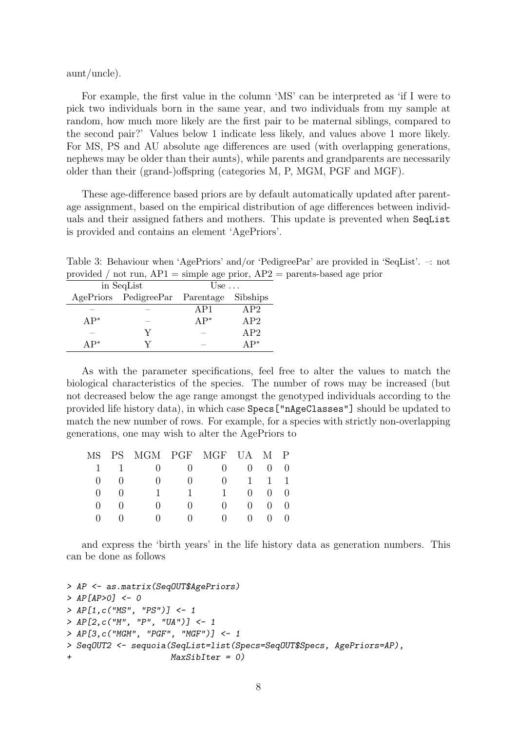aunt/uncle).

For example, the first value in the column 'MS' can be interpreted as 'if I were to pick two individuals born in the same year, and two individuals from my sample at random, how much more likely are the first pair to be maternal siblings, compared to the second pair?' Values below 1 indicate less likely, and values above 1 more likely. For MS, PS and AU absolute age differences are used (with overlapping generations, nephews may be older than their aunts), while parents and grandparents are necessarily older than their (grand-)offspring (categories M, P, MGM, PGF and MGF).

These age-difference based priors are by default automatically updated after parent-age assignment, based on the empirical distribution of age differences between individuals and their assigned fathers and mothers. This update is prevented when `SeqList` is provided and contains an element 'AgePriors'.

Table 3: Behaviour when 'AgePriors' and/or 'PedigreePar' are provided in 'SeqList'. –: not provided / not run, AP1 = simple age prior, AP2 = parents-based age prior

| in SeqList | | Use ... | |
|---|---|---|---|
| AgePriors | PedigreePar | Parentage | Sibships |
| – | – | AP1 | AP2 |
| AP* | – | AP* | AP2 |
| – | Y | – | AP2 |
| AP* | Y | – | AP* |

As with the parameter specifications, feel free to alter the values to match the biological characteristics of the species. The number of rows may be increased (but not decreased below the age range amongst the genotyped individuals according to the provided life history data), in which case `Specs["nAgeClasses"]` should be updated to match the new number of rows. For example, for a species with strictly non-overlapping generations, one may wish to alter the AgePriors to

| MS | PS | MGM | PGF | MGF | UA | M | P |
|---|---|---|---|---|---|---|---|
| 1 | 1 | 0 | 0 | 0 | 0 | 0 | 0 |
| 0 | 0 | 0 | 0 | 0 | 1 | 1 | 1 |
| 0 | 0 | 1 | 1 | 1 | 0 | 0 | 0 |
| 0 | 0 | 0 | 0 | 0 | 0 | 0 | 0 |
| 0 | 0 | 0 | 0 | 0 | 0 | 0 | 0 |

and express the 'birth years' in the life history data as generation numbers. This can be done as follows

```
> AP <- as.matrix(SeqOUT$AgePriors)
> AP[AP>0] <- 0
> AP[1,c("MS", "PS")] <- 1
> AP[2,c("M", "P", "UA")] <- 1
> AP[3,c("MGM", "PGF", "MGF")] <- 1
> SeqOUT2 <- sequoia(SeqList=list(Specs=SeqOUT$Specs, AgePriors=AP),
+                    MaxSibIter = 0)
```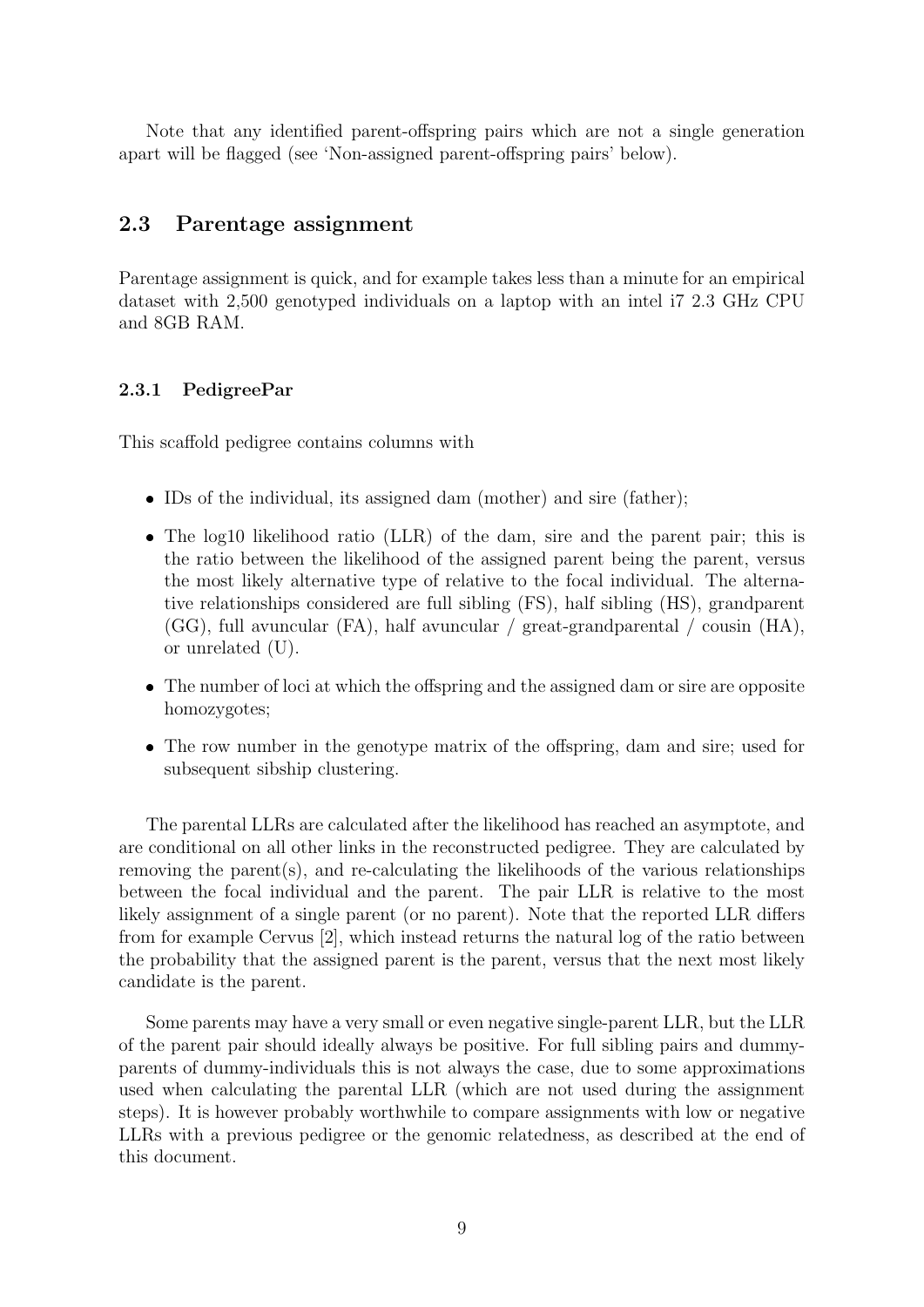Note that any identified parent-offspring pairs which are not a single generation apart will be flagged (see 'Non-assigned parent-offspring pairs' below).

## 2.3 Parentage assignment

Parentage assignment is quick, and for example takes less than a minute for an empirical dataset with 2,500 genotyped individuals on a laptop with an intel i7 2.3 GHz CPU and 8GB RAM.

### 2.3.1 PedigreePar

This scaffold pedigree contains columns with

- IDs of the individual, its assigned dam (mother) and sire (father);
- The log10 likelihood ratio (LLR) of the dam, sire and the parent pair; this is the ratio between the likelihood of the assigned parent being the parent, versus the most likely alternative type of relative to the focal individual. The alternative relationships considered are full sibling (FS), half sibling (HS), grandparent (GG), full avuncular (FA), half avuncular / great-grandparental / cousin (HA), or unrelated (U).
- The number of loci at which the offspring and the assigned dam or sire are opposite homozygotes;
- The row number in the genotype matrix of the offspring, dam and sire; used for subsequent sibship clustering.

The parental LLRs are calculated after the likelihood has reached an asymptote, and are conditional on all other links in the reconstructed pedigree. They are calculated by removing the parent(s), and re-calculating the likelihoods of the various relationships between the focal individual and the parent. The pair LLR is relative to the most likely assignment of a single parent (or no parent). Note that the reported LLR differs from for example Cervus [2], which instead returns the natural log of the ratio between the probability that the assigned parent is the parent, versus that the next most likely candidate is the parent.

Some parents may have a very small or even negative single-parent LLR, but the LLR of the parent pair should ideally always be positive. For full sibling pairs and dummy-parents of dummy-individuals this is not always the case, due to some approximations used when calculating the parental LLR (which are not used during the assignment steps). It is however probably worthwhile to compare assignments with low or negative LLRs with a previous pedigree or the genomic relatedness, as described at the end of this document.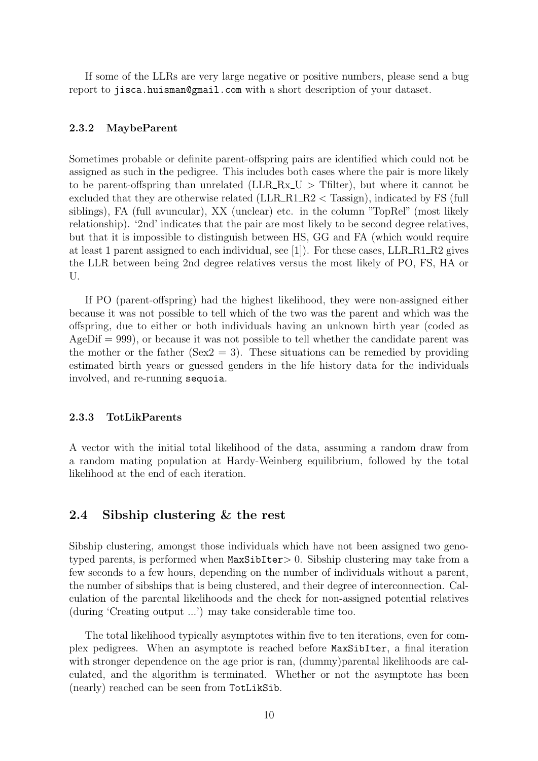If some of the LLRs are very large negative or positive numbers, please send a bug report to `jisca.huisman@gmail.com` with a short description of your dataset.

### 2.3.2 MaybeParent

Sometimes probable or definite parent-offspring pairs are identified which could not be assigned as such in the pedigree. This includes both cases where the pair is more likely to be parent-offspring than unrelated (LLR_Rx_U > Tfilter), but where it cannot be excluded that they are otherwise related (LLR_R1_R2 < Tassign), indicated by FS (full siblings), FA (full avuncular), XX (unclear) etc. in the column "TopRel" (most likely relationship). '2nd' indicates that the pair are most likely to be second degree relatives, but that it is impossible to distinguish between HS, GG and FA (which would require at least 1 parent assigned to each individual, see [1]). For these cases, LLR_R1_R2 gives the LLR between being 2nd degree relatives versus the most likely of PO, FS, HA or U.

If PO (parent-offspring) had the highest likelihood, they were non-assigned either because it was not possible to tell which of the two was the parent and which was the offspring, due to either or both individuals having an unknown birth year (coded as AgeDif = 999), or because it was not possible to tell whether the candidate parent was the mother or the father (Sex2 = 3). These situations can be remedied by providing estimated birth years or guessed genders in the life history data for the individuals involved, and re-running `sequoia`.

### 2.3.3 TotLikParents

A vector with the initial total likelihood of the data, assuming a random draw from a random mating population at Hardy-Weinberg equilibrium, followed by the total likelihood at the end of each iteration.

## 2.4 Sibship clustering & the rest

Sibship clustering, amongst those individuals which have not been assigned two genotyped parents, is performed when `MaxSibIter`> 0. Sibship clustering may take from a few seconds to a few hours, depending on the number of individuals without a parent, the number of sibships that is being clustered, and their degree of interconnection. Calculation of the parental likelihoods and the check for non-assigned potential relatives (during 'Creating output ...') may take considerable time too.

The total likelihood typically asymptotes within five to ten iterations, even for complex pedigrees. When an asymptote is reached before `MaxSibIter`, a final iteration with stronger dependence on the age prior is ran, (dummy)parental likelihoods are calculated, and the algorithm is terminated. Whether or not the asymptote has been (nearly) reached can be seen from `TotLikSib`.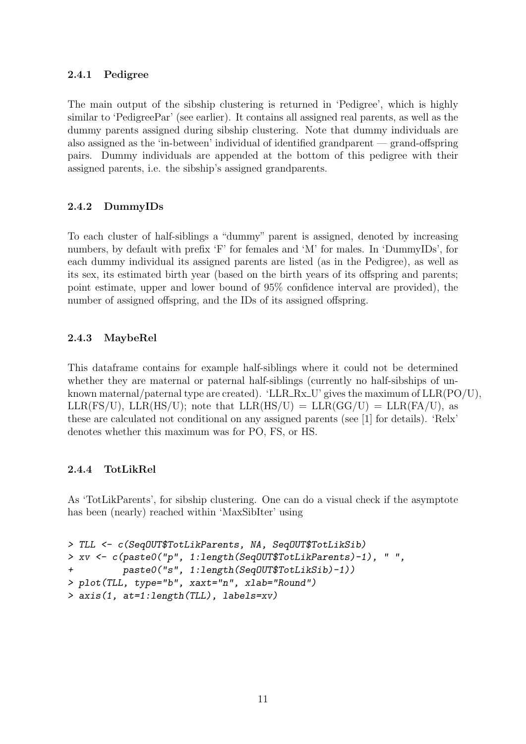### 2.4.1 Pedigree

The main output of the sibship clustering is returned in 'Pedigree', which is highly similar to 'PedigreePar' (see earlier). It contains all assigned real parents, as well as the dummy parents assigned during sibship clustering. Note that dummy individuals are also assigned as the 'in-between' individual of identified grandparent — grand-offspring pairs. Dummy individuals are appended at the bottom of this pedigree with their assigned parents, i.e. the sibship's assigned grandparents.

### 2.4.2 DummyIDs

To each cluster of half-siblings a "dummy" parent is assigned, denoted by increasing numbers, by default with prefix 'F' for females and 'M' for males. In 'DummyIDs', for each dummy individual its assigned parents are listed (as in the Pedigree), as well as its sex, its estimated birth year (based on the birth years of its offspring and parents; point estimate, upper and lower bound of 95% confidence interval are provided), the number of assigned offspring, and the IDs of its assigned offspring.

### 2.4.3 MaybeRel

This dataframe contains for example half-siblings where it could not be determined whether they are maternal or paternal half-siblings (currently no half-sibships of unknown maternal/paternal type are created). 'LLR_Rx_U' gives the maximum of LLR(PO/U), LLR(FS/U), LLR(HS/U); note that LLR(HS/U) = LLR(GG/U) = LLR(FA/U), as these are calculated not conditional on any assigned parents (see [1] for details). 'Relx' denotes whether this maximum was for PO, FS, or HS.

### 2.4.4 TotLikRel

As 'TotLikParents', for sibship clustering. One can do a visual check if the asymptote has been (nearly) reached within 'MaxSibIter' using

```
> TLL <- c(SeqOUT$TotLikParents, NA, SeqOUT$TotLikSib)
> xv <- c(paste0("p", 1:length(SeqOUT$TotLikParents)-1), " ",
+         paste0("s", 1:length(SeqOUT$TotLikSib)-1))
> plot(TLL, type="b", xaxt="n", xlab="Round")
> axis(1, at=1:length(TLL), labels=xv)
```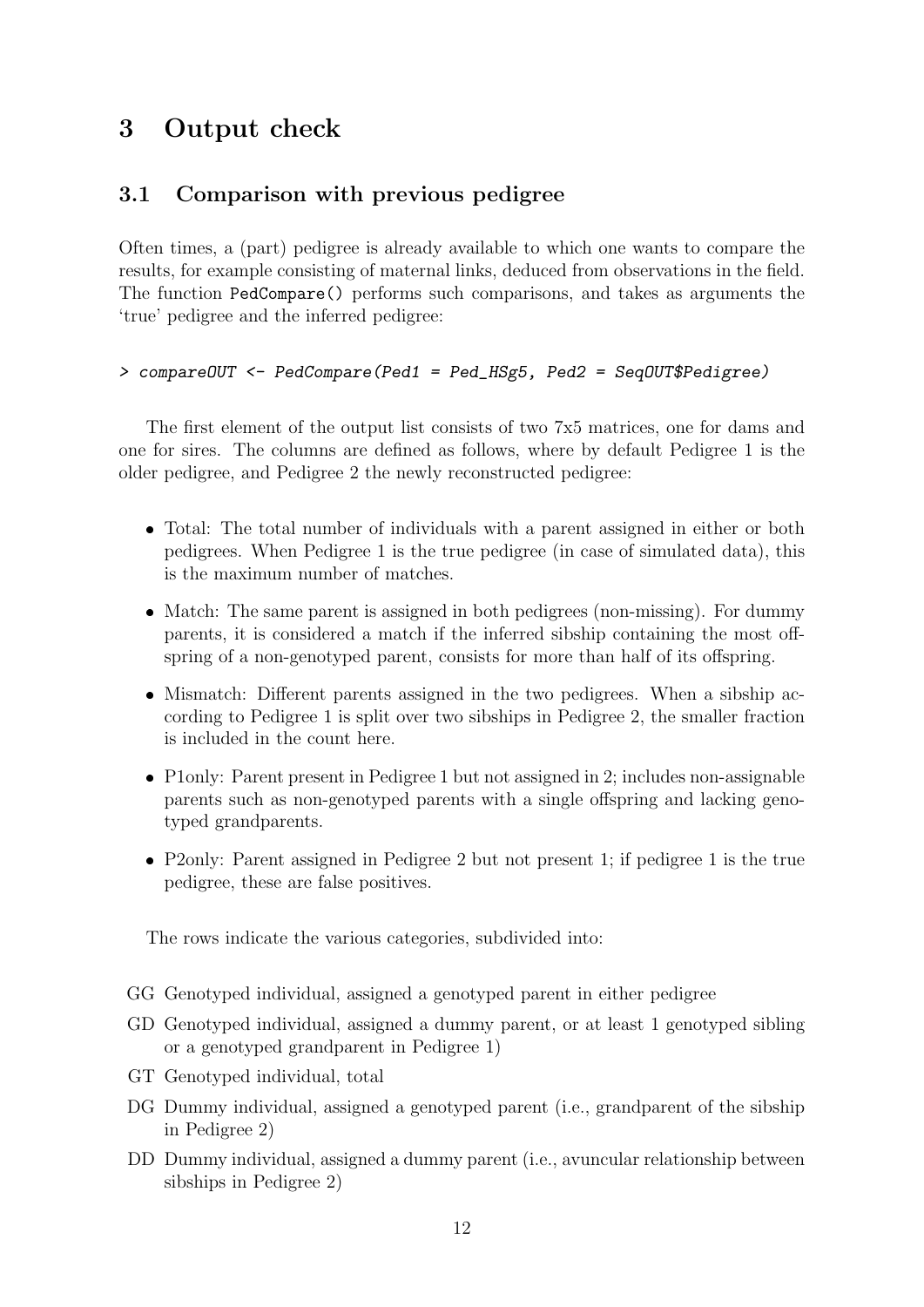# 3 Output check

## 3.1 Comparison with previous pedigree

Often times, a (part) pedigree is already available to which one wants to compare the results, for example consisting of maternal links, deduced from observations in the field. The function PedCompare() performs such comparisons, and takes as arguments the 'true' pedigree and the inferred pedigree:

```
> compareOUT <- PedCompare(Ped1 = Ped_HSg5, Ped2 = SeqOUT$Pedigree)
```

The first element of the output list consists of two 7x5 matrices, one for dams and one for sires. The columns are defined as follows, where by default Pedigree 1 is the older pedigree, and Pedigree 2 the newly reconstructed pedigree:

- Total: The total number of individuals with a parent assigned in either or both pedigrees. When Pedigree 1 is the true pedigree (in case of simulated data), this is the maximum number of matches.
- Match: The same parent is assigned in both pedigrees (non-missing). For dummy parents, it is considered a match if the inferred sibship containing the most offspring of a non-genotyped parent, consists for more than half of its offspring.
- Mismatch: Different parents assigned in the two pedigrees. When a sibship according to Pedigree 1 is split over two sibships in Pedigree 2, the smaller fraction is included in the count here.
- P1only: Parent present in Pedigree 1 but not assigned in 2; includes non-assignable parents such as non-genotyped parents with a single offspring and lacking genotyped grandparents.
- P2only: Parent assigned in Pedigree 2 but not present 1; if pedigree 1 is the true pedigree, these are false positives.

The rows indicate the various categories, subdivided into:

- GG Genotyped individual, assigned a genotyped parent in either pedigree
- GD Genotyped individual, assigned a dummy parent, or at least 1 genotyped sibling or a genotyped grandparent in Pedigree 1)
- GT Genotyped individual, total
- DG Dummy individual, assigned a genotyped parent (i.e., grandparent of the sibship in Pedigree 2)
- DD Dummy individual, assigned a dummy parent (i.e., avuncular relationship between sibships in Pedigree 2)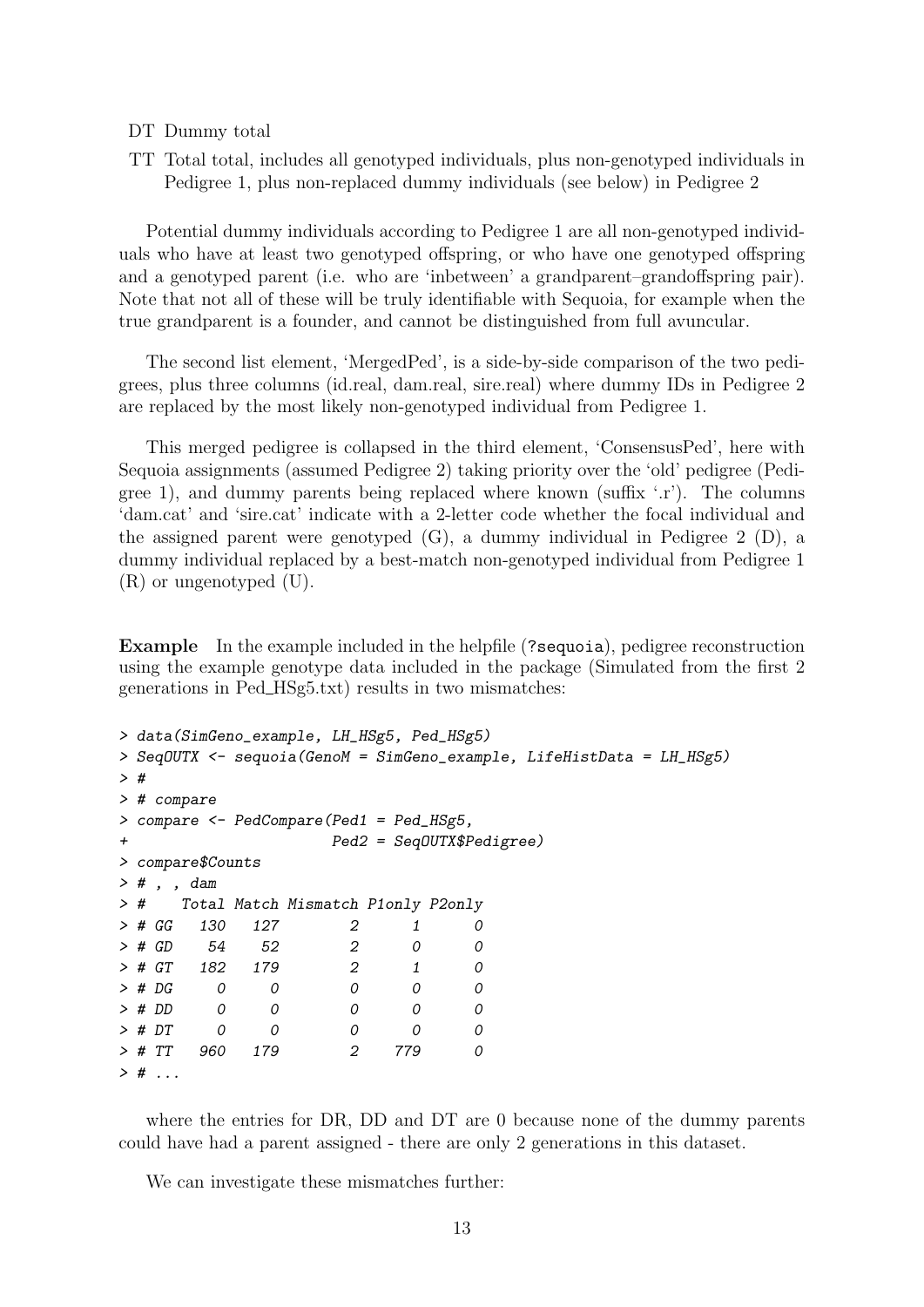DT Dummy total

TT Total total, includes all genotyped individuals, plus non-genotyped individuals in Pedigree 1, plus non-replaced dummy individuals (see below) in Pedigree 2

Potential dummy individuals according to Pedigree 1 are all non-genotyped individuals who have at least two genotyped offspring, or who have one genotyped offspring and a genotyped parent (i.e. who are 'inbetween' a grandparent–grandoffspring pair). Note that not all of these will be truly identifiable with Sequoia, for example when the true grandparent is a founder, and cannot be distinguished from full avuncular.

The second list element, 'MergedPed', is a side-by-side comparison of the two pedigrees, plus three columns (id.real, dam.real, sire.real) where dummy IDs in Pedigree 2 are replaced by the most likely non-genotyped individual from Pedigree 1.

This merged pedigree is collapsed in the third element, 'ConsensusPed', here with Sequoia assignments (assumed Pedigree 2) taking priority over the 'old' pedigree (Pedigree 1), and dummy parents being replaced where known (suffix '.r'). The columns 'dam.cat' and 'sire.cat' indicate with a 2-letter code whether the focal individual and the assigned parent were genotyped (G), a dummy individual in Pedigree 2 (D), a dummy individual replaced by a best-match non-genotyped individual from Pedigree 1 (R) or ungenotyped (U).

**Example** In the example included in the helpfile (?sequoia), pedigree reconstruction using the example genotype data included in the package (Simulated from the first 2 generations in Ped_HSg5.txt) results in two mismatches:

```
> data(SimGeno_example, LH_HSg5, Ped_HSg5)
> SeqOUTX <- sequoia(GenoM = SimGeno_example, LifeHistData = LH_HSg5)
> #
> # compare
> compare <- PedCompare(Ped1 = Ped_HSg5,
+                       Ped2 = SeqOUTX$Pedigree)
> compare$Counts
> # , , dam
> #    Total Match Mismatch P1only P2only
> # GG   130   127        2      1      0
> # GD    54    52        2      0      0
> # GT   182   179        2      1      0
> # DG     0     0        0      0      0
> # DD     0     0        0      0      0
> # DT     0     0        0      0      0
> # TT   960   179        2    779      0
> # ...
```

where the entries for DR, DD and DT are 0 because none of the dummy parents could have had a parent assigned - there are only 2 generations in this dataset.

We can investigate these mismatches further: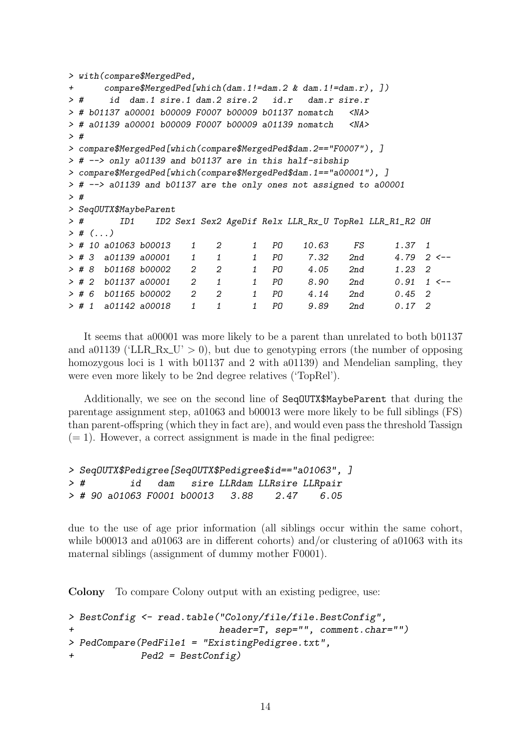```
> with(compare$MergedPed,
+      compare$MergedPed[which(dam.1!=dam.2 & dam.1!=dam.r), ])
> #     id  dam.1 sire.1 dam.2 sire.2   id.r   dam.r sire.r
> # b01137 a00001 b00009 F0007 b00009 b01137 nomatch   <NA>
> # a01139 a00001 b00009 F0007 b00009 a01139 nomatch   <NA>
> #
> compare$MergedPed[which(compare$MergedPed$dam.2=="F0007"), ]
> # --> only a01139 and b01137 are in this half-sibship
> compare$MergedPed[which(compare$MergedPed$dam.1=="a00001"), ]
> # --> a01139 and b01137 are the only ones not assigned to a00001
> #
> SeqOUTX$MaybeParent
> #        ID1    ID2 Sex1 Sex2 AgeDif Relx LLR_Rx_U TopRel LLR_R1_R2 OH
> # (...)
> # 10 a01063 b00013    1    2      1   PO    10.63     FS      1.37  1
> # 3  a01139 a00001    1    1      1   PO     7.32    2nd      4.79  2 <--
> # 8  b01168 b00002    2    2      1   PO     4.05    2nd      1.23  2
> # 2  b01137 a00001    2    1      1   PO     8.90    2nd      0.91  1 <--
> # 6  b01165 b00002    2    2      1   PO     4.14    2nd      0.45  2
> # 1  a01142 a00018    1    1      1   PO     9.89    2nd      0.17  2
```

It seems that a00001 was more likely to be a parent than unrelated to both b01137 and a01139 ('LLR_Rx_U' > 0), but due to genotyping errors (the number of opposing homozygous loci is 1 with b01137 and 2 with a01139) and Mendelian sampling, they were even more likely to be 2nd degree relatives ('TopRel').

Additionally, we see on the second line of `SeqOUTX$MaybeParent` that during the parentage assignment step, a01063 and b00013 were more likely to be full siblings (FS) than parent-offspring (which they in fact are), and would even pass the threshold Tassign (= 1). However, a correct assignment is made in the final pedigree:

```
> SeqOUTX$Pedigree[SeqOUTX$Pedigree$id=="a01063", ]
> #        id   dam   sire LLRdam LLRsire LLRpair
> # 90 a01063 F0001 b00013   3.88    2.47    6.05
```

due to the use of age prior information (all siblings occur within the same cohort, while b00013 and a01063 are in different cohorts) and/or clustering of a01063 with its maternal siblings (assignment of dummy mother F0001).

**Colony** To compare Colony output with an existing pedigree, use:

```
> BestConfig <- read.table("Colony/file/file.BestConfig",
+                          header=T, sep="", comment.char="")
> PedCompare(PedFile1 = "ExistingPedigree.txt",
+            Ped2 = BestConfig)
```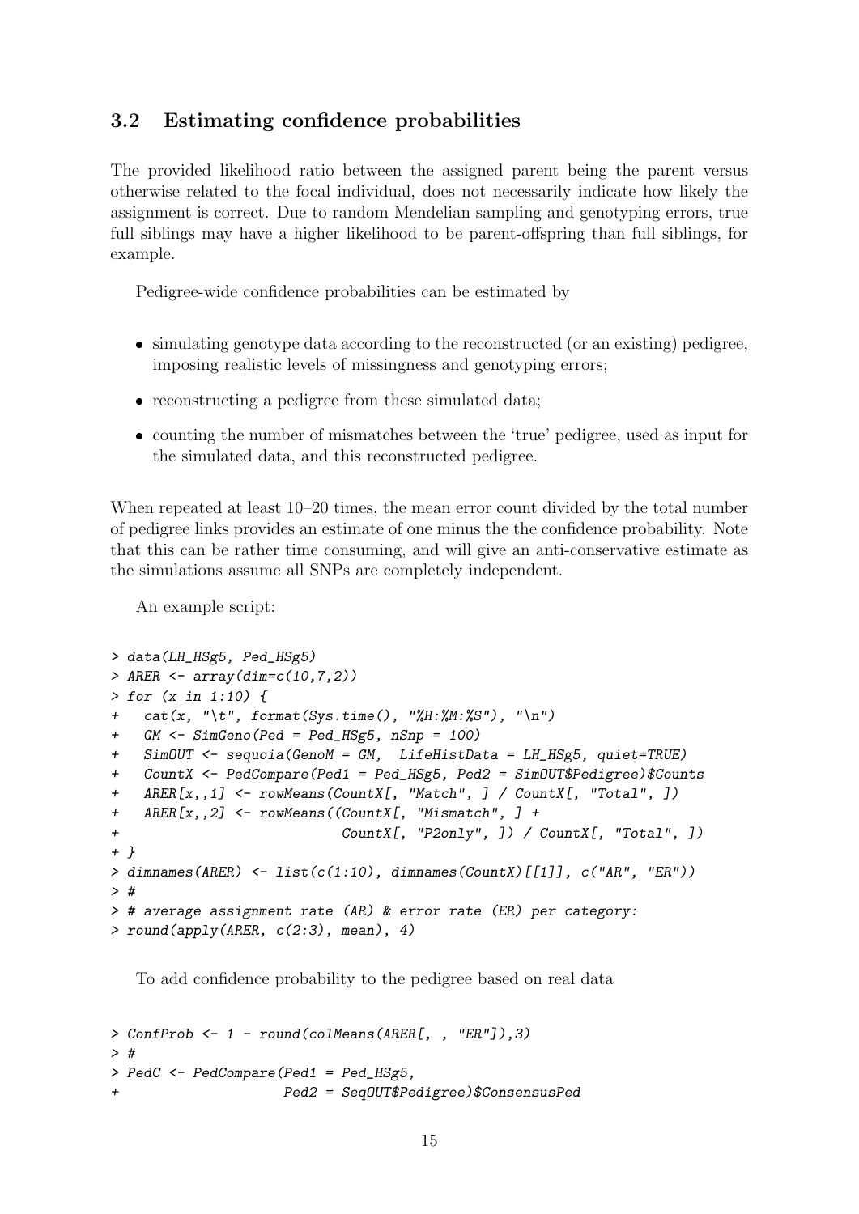### 3.2 Estimating confidence probabilities

The provided likelihood ratio between the assigned parent being the parent versus otherwise related to the focal individual, does not necessarily indicate how likely the assignment is correct. Due to random Mendelian sampling and genotyping errors, true full siblings may have a higher likelihood to be parent-offspring than full siblings, for example.

Pedigree-wide confidence probabilities can be estimated by

- simulating genotype data according to the reconstructed (or an existing) pedigree, imposing realistic levels of missingness and genotyping errors;
- reconstructing a pedigree from these simulated data;
- counting the number of mismatches between the 'true' pedigree, used as input for the simulated data, and this reconstructed pedigree.

When repeated at least 10–20 times, the mean error count divided by the total number of pedigree links provides an estimate of one minus the the confidence probability. Note that this can be rather time consuming, and will give an anti-conservative estimate as the simulations assume all SNPs are completely independent.

An example script:

```
> data(LH_HSg5, Ped_HSg5)
> ARER <- array(dim=c(10,7,2))
> for (x in 1:10) {
+   cat(x, "\t", format(Sys.time(), "%H:%M:%S"), "\n")
+   GM <- SimGeno(Ped = Ped_HSg5, nSnp = 100)
+   SimOUT <- sequoia(GenoM = GM,  LifeHistData = LH_HSg5, quiet=TRUE)
+   CountX <- PedCompare(Ped1 = Ped_HSg5, Ped2 = SimOUT$Pedigree)$Counts
+   ARER[x,,1] <- rowMeans(CountX[, "Match", ] / CountX[, "Total", ])
+   ARER[x,,2] <- rowMeans((CountX[, "Mismatch", ] +
+                           CountX[, "P2only", ]) / CountX[, "Total", ])
+ }
> dimnames(ARER) <- list(c(1:10), dimnames(CountX)[[1]], c("AR", "ER"))
> #
> # average assignment rate (AR) & error rate (ER) per category:
> round(apply(ARER, c(2:3), mean), 4)
```

To add confidence probability to the pedigree based on real data

```
> ConfProb <- 1 - round(colMeans(ARER[, , "ER"]),3)
> #
> PedC <- PedCompare(Ped1 = Ped_HSg5,
+                    Ped2 = SeqOUT$Pedigree)$ConsensusPed
```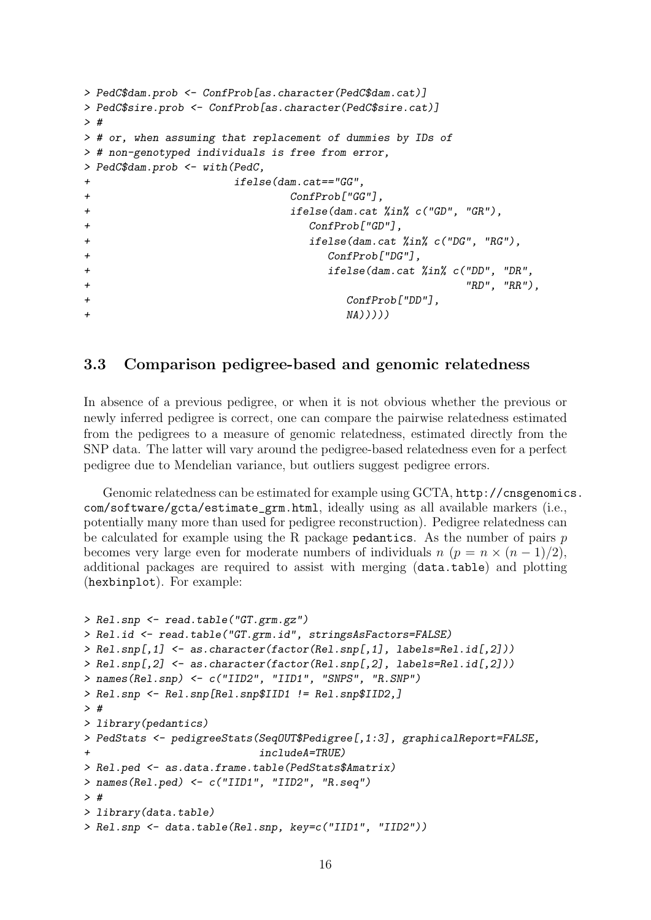```
> PedC$dam.prob <- ConfProb[as.character(PedC$dam.cat)]
> PedC$sire.prob <- ConfProb[as.character(PedC$sire.cat)]
> #
> # or, when assuming that replacement of dummies by IDs of
> # non-genotyped individuals is free from error,
> PedC$dam.prob <- with(PedC,
+                       ifelse(dam.cat=="GG",
+                              ConfProb["GG"],
+                              ifelse(dam.cat %in% c("GD", "GR"),
+                                 ConfProb["GD"],
+                                 ifelse(dam.cat %in% c("DG", "RG"),
+                                    ConfProb["DG"],
+                                    ifelse(dam.cat %in% c("DD", "DR",
+                                                          "RD", "RR"),
+                                       ConfProb["DD"],
+                                       NA)))))
```

### 3.3 Comparison pedigree-based and genomic relatedness

In absence of a previous pedigree, or when it is not obvious whether the previous or newly inferred pedigree is correct, one can compare the pairwise relatedness estimated from the pedigrees to a measure of genomic relatedness, estimated directly from the SNP data. The latter will vary around the pedigree-based relatedness even for a perfect pedigree due to Mendelian variance, but outliers suggest pedigree errors.

Genomic relatedness can be estimated for example using GCTA, `http://cnsgenomics.com/software/gcta/estimate_grm.html`, ideally using as all available markers (i.e., potentially many more than used for pedigree reconstruction). Pedigree relatedness can be calculated for example using the R package `pedantics`. As the number of pairs $p$ becomes very large even for moderate numbers of individuals $n$ ($p = n \times (n-1)/2$), additional packages are required to assist with merging (`data.table`) and plotting (`hexbinplot`). For example:

```
> Rel.snp <- read.table("GT.grm.gz")
> Rel.id <- read.table("GT.grm.id", stringsAsFactors=FALSE)
> Rel.snp[,1] <- as.character(factor(Rel.snp[,1], labels=Rel.id[,2]))
> Rel.snp[,2] <- as.character(factor(Rel.snp[,2], labels=Rel.id[,2]))
> names(Rel.snp) <- c("IID2", "IID1", "SNPS", "R.SNP")
> Rel.snp <- Rel.snp[Rel.snp$IID1 != Rel.snp$IID2,]
> #
> library(pedantics)
> PedStats <- pedigreeStats(SeqOUT$Pedigree[,1:3], graphicalReport=FALSE,
+                           includeA=TRUE)
> Rel.ped <- as.data.frame.table(PedStats$Amatrix)
> names(Rel.ped) <- c("IID1", "IID2", "R.seq")
> #
> library(data.table)
> Rel.snp <- data.table(Rel.snp, key=c("IID1", "IID2"))
```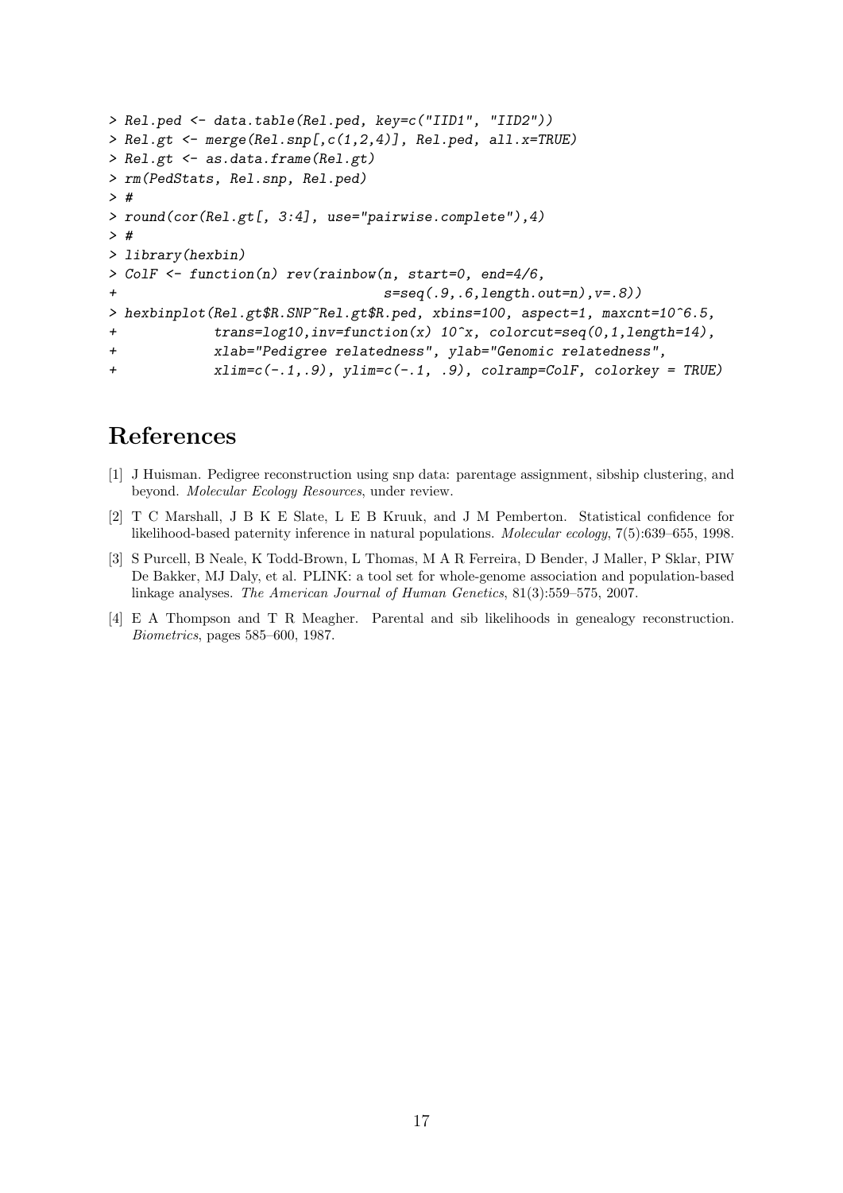```
> Rel.ped <- data.table(Rel.ped, key=c("IID1", "IID2"))
> Rel.gt <- merge(Rel.snp[,c(1,2,4)], Rel.ped, all.x=TRUE)
> Rel.gt <- as.data.frame(Rel.gt)
> rm(PedStats, Rel.snp, Rel.ped)
> #
> round(cor(Rel.gt[, 3:4], use="pairwise.complete"),4)
> #
> library(hexbin)
> ColF <- function(n) rev(rainbow(n, start=0, end=4/6,
+                              s=seq(.9,.6,length.out=n),v=.8))
> hexbinplot(Rel.gt$R.SNP~Rel.gt$R.ped, xbins=100, aspect=1, maxcnt=10^6.5,
+            trans=log10,inv=function(x) 10^x, colorcut=seq(0,1,length=14),
+            xlab="Pedigree relatedness", ylab="Genomic relatedness",
+            xlim=c(-.1,.9), ylim=c(-.1, .9), colramp=ColF, colorkey = TRUE)
```

# References

[1] J Huisman. Pedigree reconstruction using snp data: parentage assignment, sibship clustering, and beyond. *Molecular Ecology Resources*, under review.

[2] T C Marshall, J B K E Slate, L E B Kruuk, and J M Pemberton. Statistical confidence for likelihood-based paternity inference in natural populations. *Molecular ecology*, 7(5):639–655, 1998.

[3] S Purcell, B Neale, K Todd-Brown, L Thomas, M A R Ferreira, D Bender, J Maller, P Sklar, PIW De Bakker, MJ Daly, et al. PLINK: a tool set for whole-genome association and population-based linkage analyses. *The American Journal of Human Genetics*, 81(3):559–575, 2007.

[4] E A Thompson and T R Meagher. Parental and sib likelihoods in genealogy reconstruction. *Biometrics*, pages 585–600, 1987.